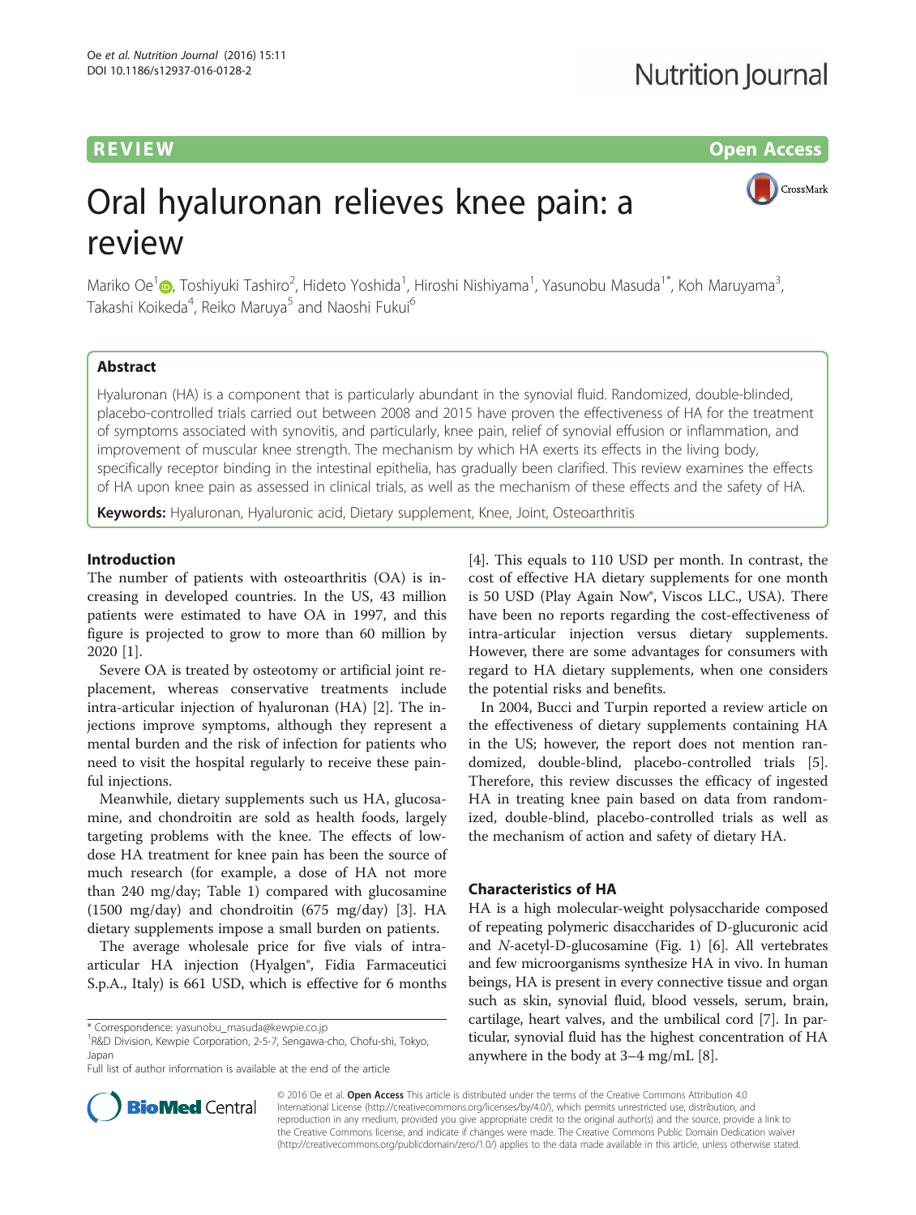REVIEW Open Access

# Oral hyaluronan relieves knee pain: a review

Mariko Oe[1], Toshiyuki Tashiro[2], Hideto Yoshida[1], Hiroshi Nishiyama[1], Yasunobu Masuda[1*], Koh Maruyama[3], Takashi Koikeda[4], Reiko Maruya[5] and Naoshi Fukui[6]

## Abstract

Hyaluronan (HA) is a component that is particularly abundant in the synovial fluid. Randomized, double-blinded, placebo-controlled trials carried out between 2008 and 2015 have proven the effectiveness of HA for the treatment of symptoms associated with synovitis, and particularly, knee pain, relief of synovial effusion or inflammation, and improvement of muscular knee strength. The mechanism by which HA exerts its effects in the living body, specifically receptor binding in the intestinal epithelia, has gradually been clarified. This review examines the effects of HA upon knee pain as assessed in clinical trials, as well as the mechanism of these effects and the safety of HA.

**Keywords:** Hyaluronan, Hyaluronic acid, Dietary supplement, Knee, Joint, Osteoarthritis

## Introduction

The number of patients with osteoarthritis (OA) is increasing in developed countries. In the US, 43 million patients were estimated to have OA in 1997, and this figure is projected to grow to more than 60 million by 2020 [1].

Severe OA is treated by osteotomy or artificial joint replacement, whereas conservative treatments include intra-articular injection of hyaluronan (HA) [2]. The injections improve symptoms, although they represent a mental burden and the risk of infection for patients who need to visit the hospital regularly to receive these painful injections.

Meanwhile, dietary supplements such us HA, glucosamine, and chondroitin are sold as health foods, largely targeting problems with the knee. The effects of low-dose HA treatment for knee pain has been the source of much research (for example, a dose of HA not more than 240 mg/day; Table 1) compared with glucosamine (1500 mg/day) and chondroitin (675 mg/day) [3]. HA dietary supplements impose a small burden on patients.

The average wholesale price for five vials of intra-articular HA injection (Hyalgen®, Fidia Farmaceutici S.p.A., Italy) is 661 USD, which is effective for 6 months [4]. This equals to 110 USD per month. In contrast, the cost of effective HA dietary supplements for one month is 50 USD (Play Again Now®, Viscos LLC., USA). There have been no reports regarding the cost-effectiveness of intra-articular injection versus dietary supplements. However, there are some advantages for consumers with regard to HA dietary supplements, when one considers the potential risks and benefits.

In 2004, Bucci and Turpin reported a review article on the effectiveness of dietary supplements containing HA in the US; however, the report does not mention randomized, double-blind, placebo-controlled trials [5]. Therefore, this review discusses the efficacy of ingested HA in treating knee pain based on data from randomized, double-blind, placebo-controlled trials as well as the mechanism of action and safety of dietary HA.

## Characteristics of HA

HA is a high molecular-weight polysaccharide composed of repeating polymeric disaccharides of D-glucuronic acid and *N*-acetyl-D-glucosamine (Fig. 1) [6]. All vertebrates and few microorganisms synthesize HA in vivo. In human beings, HA is present in every connective tissue and organ such as skin, synovial fluid, blood vessels, serum, brain, cartilage, heart valves, and the umbilical cord [7]. In particular, synovial fluid has the highest concentration of HA anywhere in the body at 3–4 mg/mL [8].

\* Correspondence: yasunobu_masuda@kewpie.co.jp
[1]R&D Division, Kewpie Corporation, 2-5-7, Sengawa-cho, Chofu-shi, Tokyo, Japan
Full list of author information is available at the end of the article

© 2016 Oe et al. **Open Access** This article is distributed under the terms of the Creative Commons Attribution 4.0 International License (http://creativecommons.org/licenses/by/4.0/), which permits unrestricted use, distribution, and reproduction in any medium, provided you give appropriate credit to the original author(s) and the source, provide a link to the Creative Commons license, and indicate if changes were made. The Creative Commons Public Domain Dedication waiver (http://creativecommons.org/publicdomain/zero/1.0/) applies to the data made available in this article, unless otherwise stated.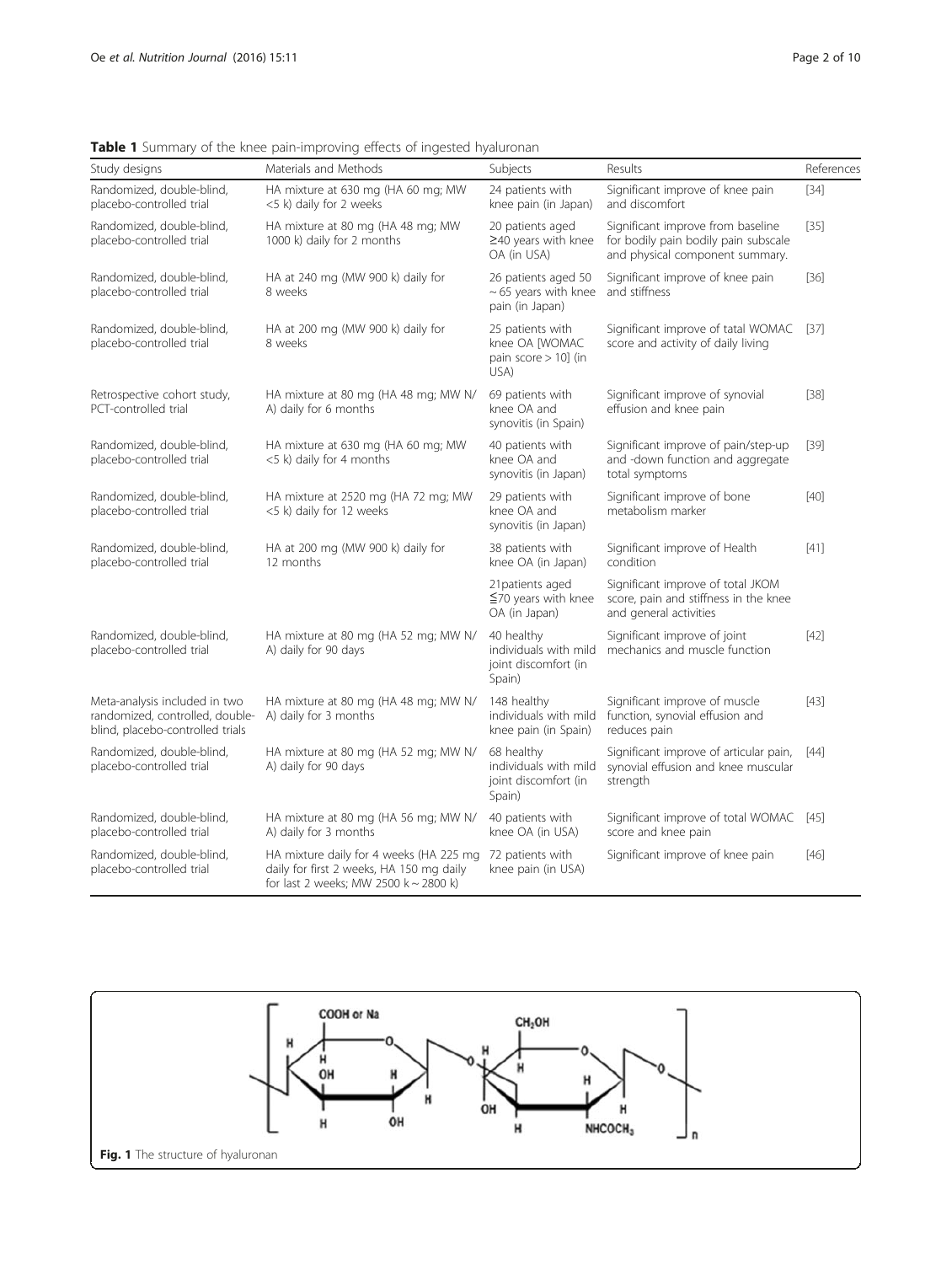**Table 1** Summary of the knee pain-improving effects of ingested hyaluronan

| Study designs | Materials and Methods | Subjects | Results | References |
| --- | --- | --- | --- | --- |
| Randomized, double-blind, placebo-controlled trial | HA mixture at 630 mg (HA 60 mg; MW <5 k) daily for 2 weeks | 24 patients with knee pain (in Japan) | Significant improve of knee pain and discomfort | [34] |
| Randomized, double-blind, placebo-controlled trial | HA mixture at 80 mg (HA 48 mg; MW 1000 k) daily for 2 months | 20 patients aged ≥40 years with knee OA (in USA) | Significant improve from baseline for bodily pain bodily pain subscale and physical component summary. | [35] |
| Randomized, double-blind, placebo-controlled trial | HA at 240 mg (MW 900 k) daily for 8 weeks | 26 patients aged 50 ~ 65 years with knee pain (in Japan) | Significant improve of knee pain and stiffness | [36] |
| Randomized, double-blind, placebo-controlled trial | HA at 200 mg (MW 900 k) daily for 8 weeks | 25 patients with knee OA [WOMAC pain score > 10] (in USA) | Significant improve of tatal WOMAC score and activity of daily living | [37] |
| Retrospective cohort study, PCT-controlled trial | HA mixture at 80 mg (HA 48 mg; MW N/A) daily for 6 months | 69 patients with knee OA and synovitis (in Spain) | Significant improve of synovial effusion and knee pain | [38] |
| Randomized, double-blind, placebo-controlled trial | HA mixture at 630 mg (HA 60 mg; MW <5 k) daily for 4 months | 40 patients with knee OA and synovitis (in Japan) | Significant improve of pain/step-up and -down function and aggregate total symptoms | [39] |
| Randomized, double-blind, placebo-controlled trial | HA mixture at 2520 mg (HA 72 mg; MW <5 k) daily for 12 weeks | 29 patients with knee OA and synovitis (in Japan) | Significant improve of bone metabolism marker | [40] |
| Randomized, double-blind, placebo-controlled trial | HA at 200 mg (MW 900 k) daily for 12 months | 38 patients with knee OA (in Japan) | Significant improve of Health condition | [41] |
| | | 21patients aged ≦70 years with knee OA (in Japan) | Significant improve of total JKOM score, pain and stiffness in the knee and general activities | |
| Randomized, double-blind, placebo-controlled trial | HA mixture at 80 mg (HA 52 mg; MW N/A) daily for 90 days | 40 healthy individuals with mild joint discomfort (in Spain) | Significant improve of joint mechanics and muscle function | [42] |
| Meta-analysis included in two randomized, controlled, double-blind, placebo-controlled trials | HA mixture at 80 mg (HA 48 mg; MW N/A) daily for 3 months | 148 healthy individuals with mild knee pain (in Spain) | Significant improve of muscle function, synovial effusion and reduces pain | [43] |
| Randomized, double-blind, placebo-controlled trial | HA mixture at 80 mg (HA 52 mg; MW N/A) daily for 90 days | 68 healthy individuals with mild joint discomfort (in Spain) | Significant improve of articular pain, synovial effusion and knee muscular strength | [44] |
| Randomized, double-blind, placebo-controlled trial | HA mixture at 80 mg (HA 56 mg; MW N/A) daily for 3 months | 40 patients with knee OA (in USA) | Significant improve of total WOMAC score and knee pain | [45] |
| Randomized, double-blind, placebo-controlled trial | HA mixture daily for 4 weeks (HA 225 mg daily for first 2 weeks, HA 150 mg daily for last 2 weeks; MW 2500 k ~ 2800 k) | 72 patients with knee pain (in USA) | Significant improve of knee pain | [46] |

**Fig. 1** The structure of hyaluronan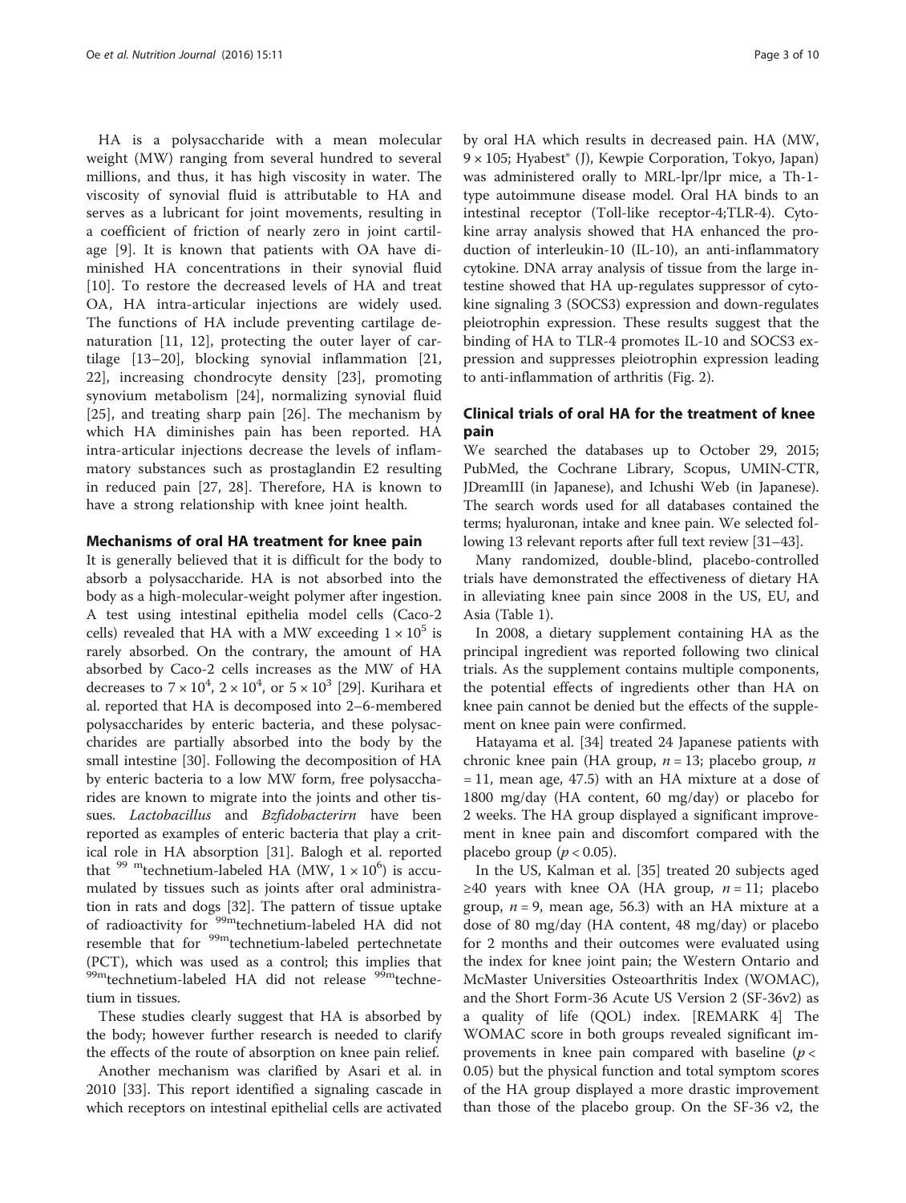HA is a polysaccharide with a mean molecular weight (MW) ranging from several hundred to several millions, and thus, it has high viscosity in water. The viscosity of synovial fluid is attributable to HA and serves as a lubricant for joint movements, resulting in a coefficient of friction of nearly zero in joint cartilage [9]. It is known that patients with OA have diminished HA concentrations in their synovial fluid [10]. To restore the decreased levels of HA and treat OA, HA intra-articular injections are widely used. The functions of HA include preventing cartilage denaturation [11, 12], protecting the outer layer of cartilage [13–20], blocking synovial inflammation [21, 22], increasing chondrocyte density [23], promoting synovium metabolism [24], normalizing synovial fluid [25], and treating sharp pain [26]. The mechanism by which HA diminishes pain has been reported. HA intra-articular injections decrease the levels of inflammatory substances such as prostaglandin E2 resulting in reduced pain [27, 28]. Therefore, HA is known to have a strong relationship with knee joint health.

## Mechanisms of oral HA treatment for knee pain

It is generally believed that it is difficult for the body to absorb a polysaccharide. HA is not absorbed into the body as a high-molecular-weight polymer after ingestion. A test using intestinal epithelia model cells (Caco-2 cells) revealed that HA with a MW exceeding $1 \times 10^5$ is rarely absorbed. On the contrary, the amount of HA absorbed by Caco-2 cells increases as the MW of HA decreases to $7 \times 10^4$, $2 \times 10^4$, or $5 \times 10^3$ [29]. Kurihara et al. reported that HA is decomposed into 2–6-membered polysaccharides by enteric bacteria, and these polysaccharides are partially absorbed into the body by the small intestine [30]. Following the decomposition of HA by enteric bacteria to a low MW form, free polysaccharides are known to migrate into the joints and other tissues. *Lactobacillus* and *Bzfidobacterirn* have been reported as examples of enteric bacteria that play a critical role in HA absorption [31]. Balogh et al. reported that $^{99m}$technetium-labeled HA (MW, $1 \times 10^6$) is accumulated by tissues such as joints after oral administration in rats and dogs [32]. The pattern of tissue uptake of radioactivity for $^{99m}$technetium-labeled HA did not resemble that for $^{99m}$technetium-labeled pertechnetate (PCT), which was used as a control; this implies that $^{99m}$technetium-labeled HA did not release $^{99m}$technetium in tissues.

These studies clearly suggest that HA is absorbed by the body; however further research is needed to clarify the effects of the route of absorption on knee pain relief.

Another mechanism was clarified by Asari et al. in 2010 [33]. This report identified a signaling cascade in which receptors on intestinal epithelial cells are activated by oral HA which results in decreased pain. HA (MW, $9 \times 105$; Hyabest® (J), Kewpie Corporation, Tokyo, Japan) was administered orally to MRL-lpr/lpr mice, a Th-1-type autoimmune disease model. Oral HA binds to an intestinal receptor (Toll-like receptor-4;TLR-4). Cytokine array analysis showed that HA enhanced the production of interleukin-10 (IL-10), an anti-inflammatory cytokine. DNA array analysis of tissue from the large intestine showed that HA up-regulates suppressor of cytokine signaling 3 (SOCS3) expression and down-regulates pleiotrophin expression. These results suggest that the binding of HA to TLR-4 promotes IL-10 and SOCS3 expression and suppresses pleiotrophin expression leading to anti-inflammation of arthritis (Fig. 2).

## Clinical trials of oral HA for the treatment of knee pain

We searched the databases up to October 29, 2015; PubMed, the Cochrane Library, Scopus, UMIN-CTR, JDreamIII (in Japanese), and Ichushi Web (in Japanese). The search words used for all databases contained the terms; hyaluronan, intake and knee pain. We selected following 13 relevant reports after full text review [31–43].

Many randomized, double-blind, placebo-controlled trials have demonstrated the effectiveness of dietary HA in alleviating knee pain since 2008 in the US, EU, and Asia (Table 1).

In 2008, a dietary supplement containing HA as the principal ingredient was reported following two clinical trials. As the supplement contains multiple components, the potential effects of ingredients other than HA on knee pain cannot be denied but the effects of the supplement on knee pain were confirmed.

Hatayama et al. [34] treated 24 Japanese patients with chronic knee pain (HA group, $n = 13$; placebo group, $n = 11$, mean age, 47.5) with an HA mixture at a dose of 1800 mg/day (HA content, 60 mg/day) or placebo for 2 weeks. The HA group displayed a significant improvement in knee pain and discomfort compared with the placebo group ($p < 0.05$).

In the US, Kalman et al. [35] treated 20 subjects aged ≥40 years with knee OA (HA group, $n = 11$; placebo group, $n = 9$, mean age, 56.3) with an HA mixture at a dose of 80 mg/day (HA content, 48 mg/day) or placebo for 2 months and their outcomes were evaluated using the index for knee joint pain; the Western Ontario and McMaster Universities Osteoarthritis Index (WOMAC), and the Short Form-36 Acute US Version 2 (SF-36v2) as a quality of life (QOL) index. [REMARK 4] The WOMAC score in both groups revealed significant improvements in knee pain compared with baseline ($p < 0.05$) but the physical function and total symptom scores of the HA group displayed a more drastic improvement than those of the placebo group. On the SF-36 v2, the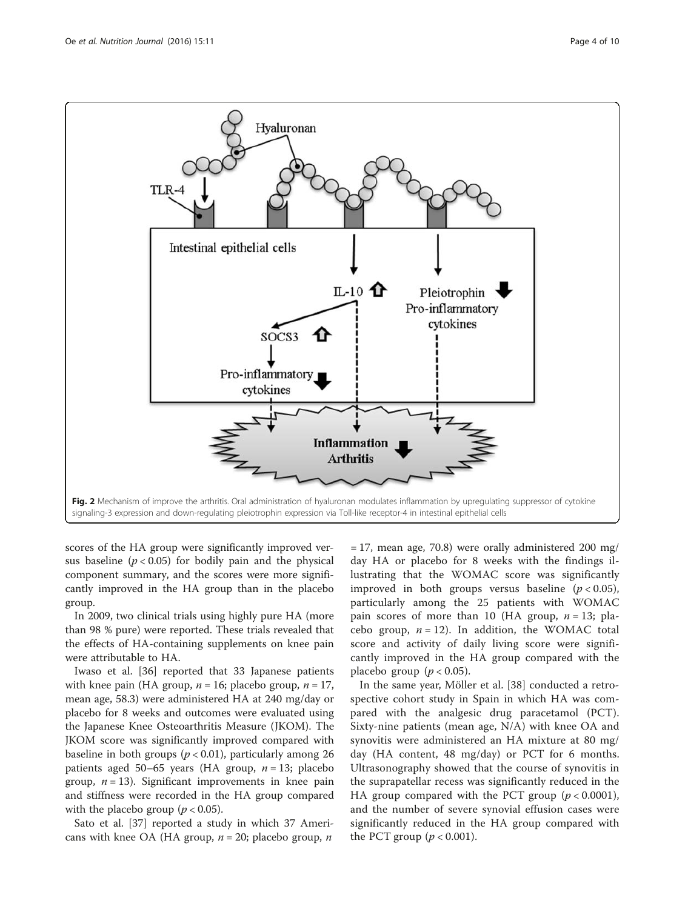Fig. 2 Mechanism of improve the arthritis. Oral administration of hyaluronan modulates inflammation by upregulating suppressor of cytokine signaling-3 expression and down-regulating pleiotrophin expression via Toll-like receptor-4 in intestinal epithelial cells

scores of the HA group were significantly improved versus baseline ($p < 0.05$) for bodily pain and the physical component summary, and the scores were more significantly improved in the HA group than in the placebo group.

In 2009, two clinical trials using highly pure HA (more than 98 % pure) were reported. These trials revealed that the effects of HA-containing supplements on knee pain were attributable to HA.

Iwaso et al. [36] reported that 33 Japanese patients with knee pain (HA group, $n = 16$; placebo group, $n = 17$, mean age, 58.3) were administered HA at 240 mg/day or placebo for 8 weeks and outcomes were evaluated using the Japanese Knee Osteoarthritis Measure (JKOM). The JKOM score was significantly improved compared with baseline in both groups ($p < 0.01$), particularly among 26 patients aged 50–65 years (HA group, $n = 13$; placebo group, $n = 13$). Significant improvements in knee pain and stiffness were recorded in the HA group compared with the placebo group ($p < 0.05$).

Sato et al. [37] reported a study in which 37 Americans with knee OA (HA group, $n = 20$; placebo group, $n = 17$, mean age, 70.8) were orally administered 200 mg/day HA or placebo for 8 weeks with the findings illustrating that the WOMAC score was significantly improved in both groups versus baseline ($p < 0.05$), particularly among the 25 patients with WOMAC pain scores of more than 10 (HA group, $n = 13$; placebo group, $n = 12$). In addition, the WOMAC total score and activity of daily living score were significantly improved in the HA group compared with the placebo group ($p < 0.05$).

In the same year, Möller et al. [38] conducted a retrospective cohort study in Spain in which HA was compared with the analgesic drug paracetamol (PCT). Sixty-nine patients (mean age, N/A) with knee OA and synovitis were administered an HA mixture at 80 mg/day (HA content, 48 mg/day) or PCT for 6 months. Ultrasonography showed that the course of synovitis in the suprapatellar recess was significantly reduced in the HA group compared with the PCT group ($p < 0.0001$), and the number of severe synovial effusion cases were significantly reduced in the HA group compared with the PCT group ($p < 0.001$).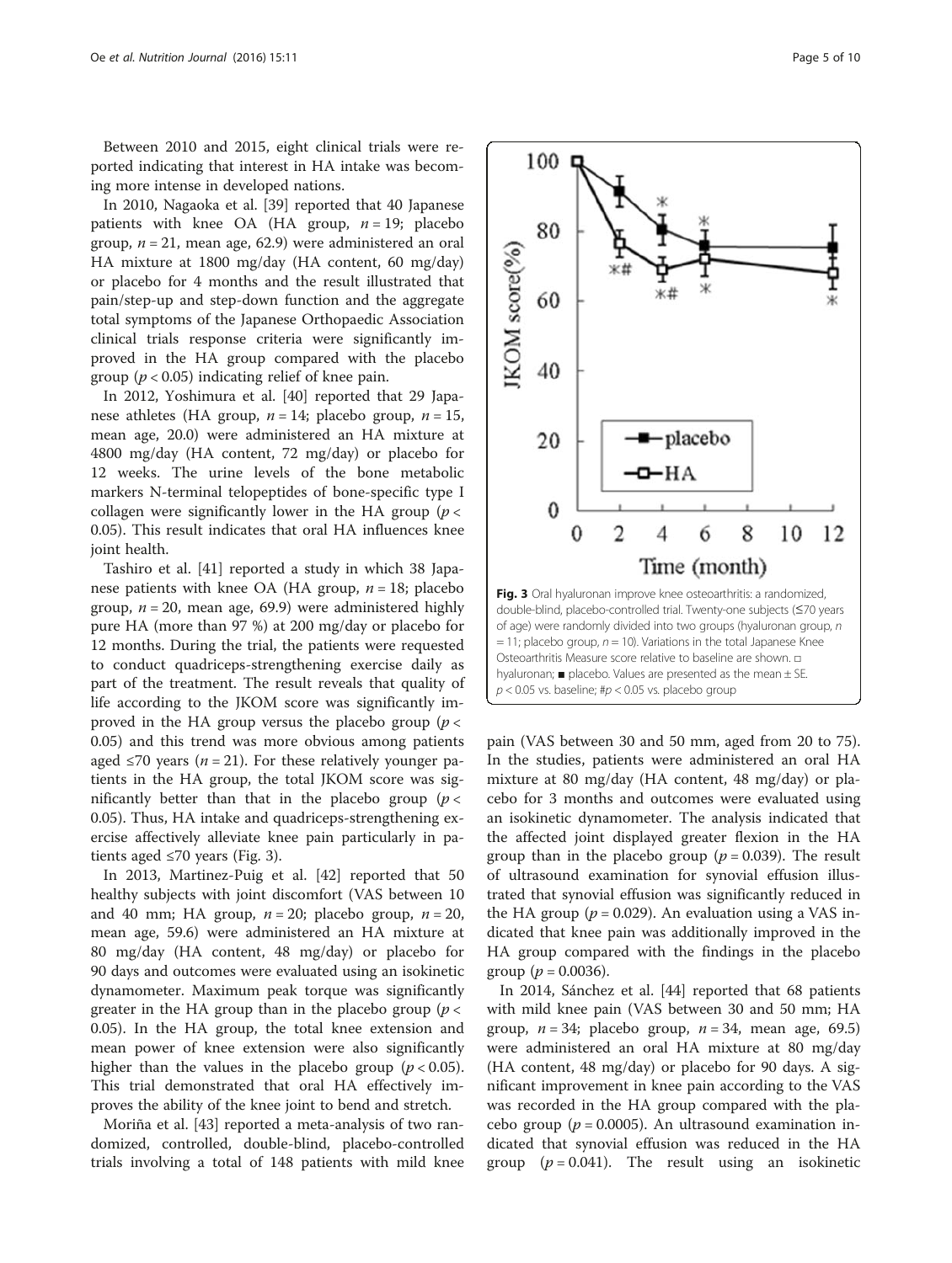Between 2010 and 2015, eight clinical trials were reported indicating that interest in HA intake was becoming more intense in developed nations.

In 2010, Nagaoka et al. [39] reported that 40 Japanese patients with knee OA (HA group, $n = 19$; placebo group, $n = 21$, mean age, 62.9) were administered an oral HA mixture at 1800 mg/day (HA content, 60 mg/day) or placebo for 4 months and the result illustrated that pain/step-up and step-down function and the aggregate total symptoms of the Japanese Orthopaedic Association clinical trials response criteria were significantly improved in the HA group compared with the placebo group ($p < 0.05$) indicating relief of knee pain.

In 2012, Yoshimura et al. [40] reported that 29 Japanese athletes (HA group, $n = 14$; placebo group, $n = 15$, mean age, 20.0) were administered an HA mixture at 4800 mg/day (HA content, 72 mg/day) or placebo for 12 weeks. The urine levels of the bone metabolic markers N-terminal telopeptides of bone-specific type I collagen were significantly lower in the HA group ($p < 0.05$). This result indicates that oral HA influences knee joint health.

Tashiro et al. [41] reported a study in which 38 Japanese patients with knee OA (HA group, $n = 18$; placebo group, $n = 20$, mean age, 69.9) were administered highly pure HA (more than 97 %) at 200 mg/day or placebo for 12 months. During the trial, the patients were requested to conduct quadriceps-strengthening exercise daily as part of the treatment. The result reveals that quality of life according to the JKOM score was significantly improved in the HA group versus the placebo group ($p < 0.05$) and this trend was more obvious among patients aged ≤70 years ($n = 21$). For these relatively younger patients in the HA group, the total JKOM score was significantly better than that in the placebo group ($p < 0.05$). Thus, HA intake and quadriceps-strengthening exercise affectively alleviate knee pain particularly in patients aged ≤70 years (Fig. 3).

**Fig. 3** Oral hyaluronan improve knee osteoarthritis: a randomized, double-blind, placebo-controlled trial. Twenty-one subjects (≤70 years of age) were randomly divided into two groups (hyaluronan group, $n = 11$; placebo group, $n = 10$). Variations in the total Japanese Knee Osteoarthritis Measure score relative to baseline are shown. □ hyaluronan; ■ placebo. Values are presented as the mean ± SE. $p < 0.05$ vs. baseline; #$p < 0.05$ vs. placebo group

In 2013, Martinez-Puig et al. [42] reported that 50 healthy subjects with joint discomfort (VAS between 10 and 40 mm; HA group, $n = 20$; placebo group, $n = 20$, mean age, 59.6) were administered an HA mixture at 80 mg/day (HA content, 48 mg/day) or placebo for 90 days and outcomes were evaluated using an isokinetic dynamometer. Maximum peak torque was significantly greater in the HA group than in the placebo group ($p < 0.05$). In the HA group, the total knee extension and mean power of knee extension were also significantly higher than the values in the placebo group ($p < 0.05$). This trial demonstrated that oral HA effectively improves the ability of the knee joint to bend and stretch.

Moriña et al. [43] reported a meta-analysis of two randomized, controlled, double-blind, placebo-controlled trials involving a total of 148 patients with mild knee pain (VAS between 30 and 50 mm, aged from 20 to 75). In the studies, patients were administered an oral HA mixture at 80 mg/day (HA content, 48 mg/day) or placebo for 3 months and outcomes were evaluated using an isokinetic dynamometer. The analysis indicated that the affected joint displayed greater flexion in the HA group than in the placebo group ($p = 0.039$). The result of ultrasound examination for synovial effusion illustrated that synovial effusion was significantly reduced in the HA group ($p = 0.029$). An evaluation using a VAS indicated that knee pain was additionally improved in the HA group compared with the findings in the placebo group ($p = 0.0036$).

In 2014, Sánchez et al. [44] reported that 68 patients with mild knee pain (VAS between 30 and 50 mm; HA group, $n = 34$; placebo group, $n = 34$, mean age, 69.5) were administered an oral HA mixture at 80 mg/day (HA content, 48 mg/day) or placebo for 90 days. A significant improvement in knee pain according to the VAS was recorded in the HA group compared with the placebo group ($p = 0.0005$). An ultrasound examination indicated that synovial effusion was reduced in the HA group ($p = 0.041$). The result using an isokinetic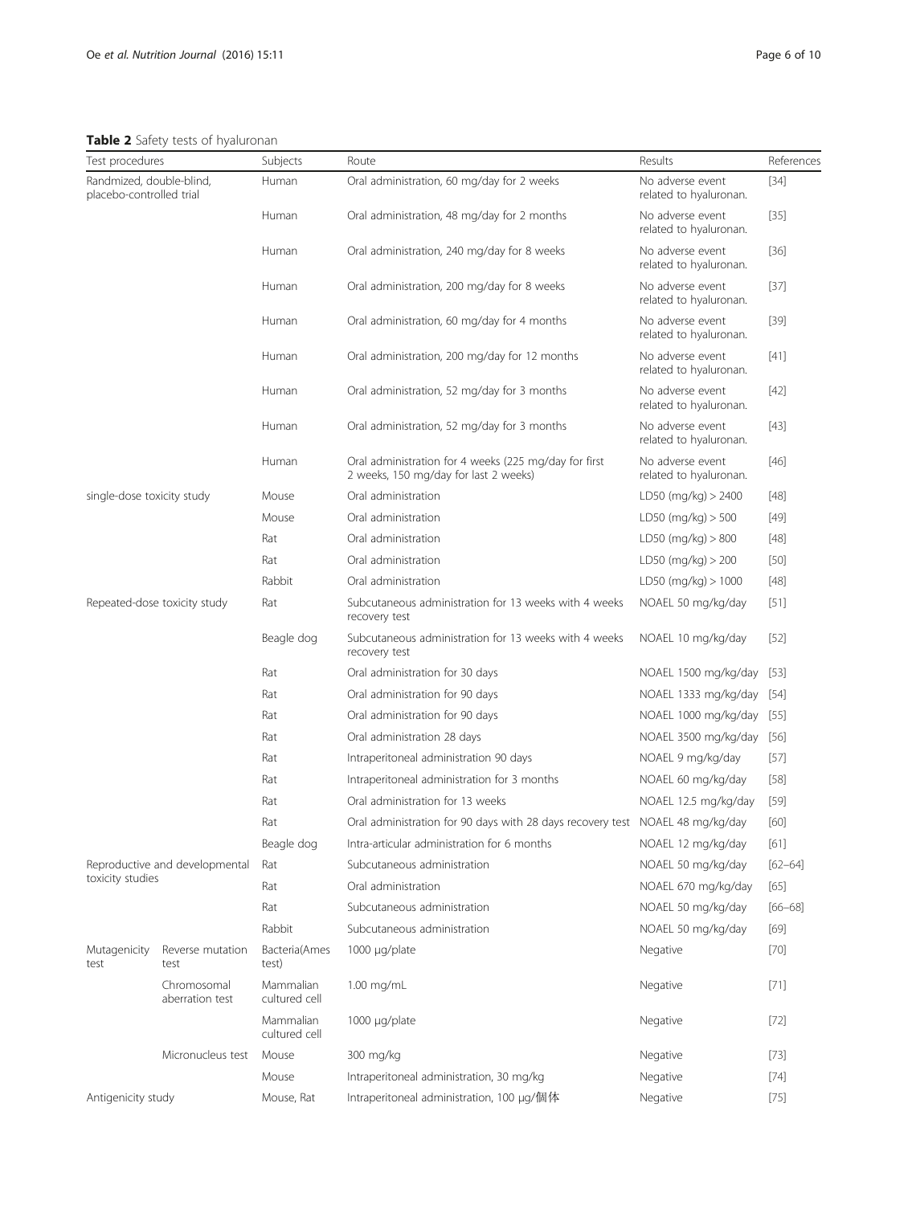**Table 2** Safety tests of hyaluronan

| Test procedures | | Subjects | Route | Results | References |
|---|---|---|---|---|---|
| Randmized, double-blind, placebo-controlled trial | | Human | Oral administration, 60 mg/day for 2 weeks | No adverse event related to hyaluronan. | [34] |
| | | Human | Oral administration, 48 mg/day for 2 months | No adverse event related to hyaluronan. | [35] |
| | | Human | Oral administration, 240 mg/day for 8 weeks | No adverse event related to hyaluronan. | [36] |
| | | Human | Oral administration, 200 mg/day for 8 weeks | No adverse event related to hyaluronan. | [37] |
| | | Human | Oral administration, 60 mg/day for 4 months | No adverse event related to hyaluronan. | [39] |
| | | Human | Oral administration, 200 mg/day for 12 months | No adverse event related to hyaluronan. | [41] |
| | | Human | Oral administration, 52 mg/day for 3 months | No adverse event related to hyaluronan. | [42] |
| | | Human | Oral administration, 52 mg/day for 3 months | No adverse event related to hyaluronan. | [43] |
| | | Human | Oral administration for 4 weeks (225 mg/day for first 2 weeks, 150 mg/day for last 2 weeks) | No adverse event related to hyaluronan. | [46] |
| single-dose toxicity study | | Mouse | Oral administration | LD50 (mg/kg) > 2400 | [48] |
| | | Mouse | Oral administration | LD50 (mg/kg) > 500 | [49] |
| | | Rat | Oral administration | LD50 (mg/kg) > 800 | [48] |
| | | Rat | Oral administration | LD50 (mg/kg) > 200 | [50] |
| | | Rabbit | Oral administration | LD50 (mg/kg) > 1000 | [48] |
| Repeated-dose toxicity study | | Rat | Subcutaneous administration for 13 weeks with 4 weeks recovery test | NOAEL 50 mg/kg/day | [51] |
| | | Beagle dog | Subcutaneous administration for 13 weeks with 4 weeks recovery test | NOAEL 10 mg/kg/day | [52] |
| | | Rat | Oral administration for 30 days | NOAEL 1500 mg/kg/day | [53] |
| | | Rat | Oral administration for 90 days | NOAEL 1333 mg/kg/day | [54] |
| | | Rat | Oral administration for 90 days | NOAEL 1000 mg/kg/day | [55] |
| | | Rat | Oral administration 28 days | NOAEL 3500 mg/kg/day | [56] |
| | | Rat | Intraperitoneal administration 90 days | NOAEL 9 mg/kg/day | [57] |
| | | Rat | Intraperitoneal administration for 3 months | NOAEL 60 mg/kg/day | [58] |
| | | Rat | Oral administration for 13 weeks | NOAEL 12.5 mg/kg/day | [59] |
| | | Rat | Oral administration for 90 days with 28 days recovery test | NOAEL 48 mg/kg/day | [60] |
| | | Beagle dog | Intra-articular administration for 6 months | NOAEL 12 mg/kg/day | [61] |
| Reproductive and developmental toxicity studies | | Rat | Subcutaneous administration | NOAEL 50 mg/kg/day | [62–64] |
| | | Rat | Oral administration | NOAEL 670 mg/kg/day | [65] |
| | | Rat | Subcutaneous administration | NOAEL 50 mg/kg/day | [66–68] |
| | | Rabbit | Subcutaneous administration | NOAEL 50 mg/kg/day | [69] |
| Mutagenicity test | Reverse mutation test | Bacteria(Ames test) | 1000 μg/plate | Negative | [70] |
| | Chromosomal aberration test | Mammalian cultured cell | 1.00 mg/mL | Negative | [71] |
| | | Mammalian cultured cell | 1000 μg/plate | Negative | [72] |
| | Micronucleus test | Mouse | 300 mg/kg | Negative | [73] |
| | | Mouse | Intraperitoneal administration, 30 mg/kg | Negative | [74] |
| Antigenicity study | | Mouse, Rat | Intraperitoneal administration, 100 μg/個体 | Negative | [75] |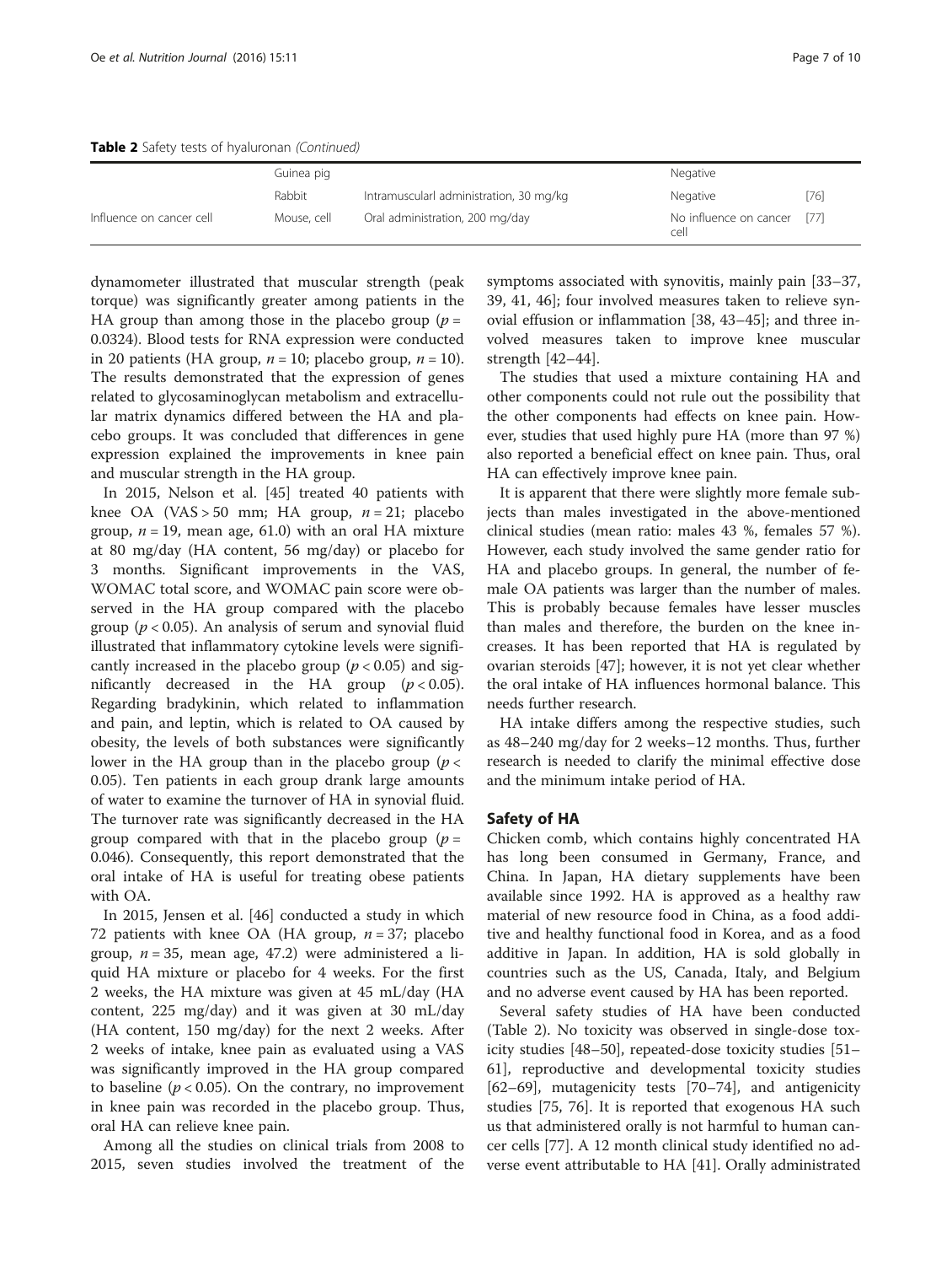**Table 2** Safety tests of hyaluronan *(Continued)*

| | | | | |
|---|---|---|---|---|
| | Guinea pig | | Negative | |
| | Rabbit | Intramuscularl administration, 30 mg/kg | Negative | [76] |
| Influence on cancer cell | Mouse, cell | Oral administration, 200 mg/day | No influence on cancer cell | [77] |

dynamometer illustrated that muscular strength (peak torque) was significantly greater among patients in the HA group than among those in the placebo group ($p$ = 0.0324). Blood tests for RNA expression were conducted in 20 patients (HA group, $n$ = 10; placebo group, $n$ = 10). The results demonstrated that the expression of genes related to glycosaminoglycan metabolism and extracellular matrix dynamics differed between the HA and placebo groups. It was concluded that differences in gene expression explained the improvements in knee pain and muscular strength in the HA group.

In 2015, Nelson et al. [45] treated 40 patients with knee OA (VAS > 50 mm; HA group, $n$ = 21; placebo group, $n$ = 19, mean age, 61.0) with an oral HA mixture at 80 mg/day (HA content, 56 mg/day) or placebo for 3 months. Significant improvements in the VAS, WOMAC total score, and WOMAC pain score were observed in the HA group compared with the placebo group ($p < 0.05$). An analysis of serum and synovial fluid illustrated that inflammatory cytokine levels were significantly increased in the placebo group ($p < 0.05$) and significantly decreased in the HA group ($p < 0.05$). Regarding bradykinin, which related to inflammation and pain, and leptin, which is related to OA caused by obesity, the levels of both substances were significantly lower in the HA group than in the placebo group ($p <$ 0.05). Ten patients in each group drank large amounts of water to examine the turnover of HA in synovial fluid. The turnover rate was significantly decreased in the HA group compared with that in the placebo group ($p$ = 0.046). Consequently, this report demonstrated that the oral intake of HA is useful for treating obese patients with OA.

In 2015, Jensen et al. [46] conducted a study in which 72 patients with knee OA (HA group, $n$ = 37; placebo group, $n$ = 35, mean age, 47.2) were administered a liquid HA mixture or placebo for 4 weeks. For the first 2 weeks, the HA mixture was given at 45 mL/day (HA content, 225 mg/day) and it was given at 30 mL/day (HA content, 150 mg/day) for the next 2 weeks. After 2 weeks of intake, knee pain as evaluated using a VAS was significantly improved in the HA group compared to baseline ($p < 0.05$). On the contrary, no improvement in knee pain was recorded in the placebo group. Thus, oral HA can relieve knee pain.

Among all the studies on clinical trials from 2008 to 2015, seven studies involved the treatment of the symptoms associated with synovitis, mainly pain [33–37, 39, 41, 46]; four involved measures taken to relieve synovial effusion or inflammation [38, 43–45]; and three involved measures taken to improve knee muscular strength [42–44].

The studies that used a mixture containing HA and other components could not rule out the possibility that the other components had effects on knee pain. However, studies that used highly pure HA (more than 97 %) also reported a beneficial effect on knee pain. Thus, oral HA can effectively improve knee pain.

It is apparent that there were slightly more female subjects than males investigated in the above-mentioned clinical studies (mean ratio: males 43 %, females 57 %). However, each study involved the same gender ratio for HA and placebo groups. In general, the number of female OA patients was larger than the number of males. This is probably because females have lesser muscles than males and therefore, the burden on the knee increases. It has been reported that HA is regulated by ovarian steroids [47]; however, it is not yet clear whether the oral intake of HA influences hormonal balance. This needs further research.

HA intake differs among the respective studies, such as 48–240 mg/day for 2 weeks–12 months. Thus, further research is needed to clarify the minimal effective dose and the minimum intake period of HA.

## Safety of HA

Chicken comb, which contains highly concentrated HA has long been consumed in Germany, France, and China. In Japan, HA dietary supplements have been available since 1992. HA is approved as a healthy raw material of new resource food in China, as a food additive and healthy functional food in Korea, and as a food additive in Japan. In addition, HA is sold globally in countries such as the US, Canada, Italy, and Belgium and no adverse event caused by HA has been reported.

Several safety studies of HA have been conducted (Table 2). No toxicity was observed in single-dose toxicity studies [48–50], repeated-dose toxicity studies [51–61], reproductive and developmental toxicity studies [62–69], mutagenicity tests [70–74], and antigenicity studies [75, 76]. It is reported that exogenous HA such us that administered orally is not harmful to human cancer cells [77]. A 12 month clinical study identified no adverse event attributable to HA [41]. Orally administrated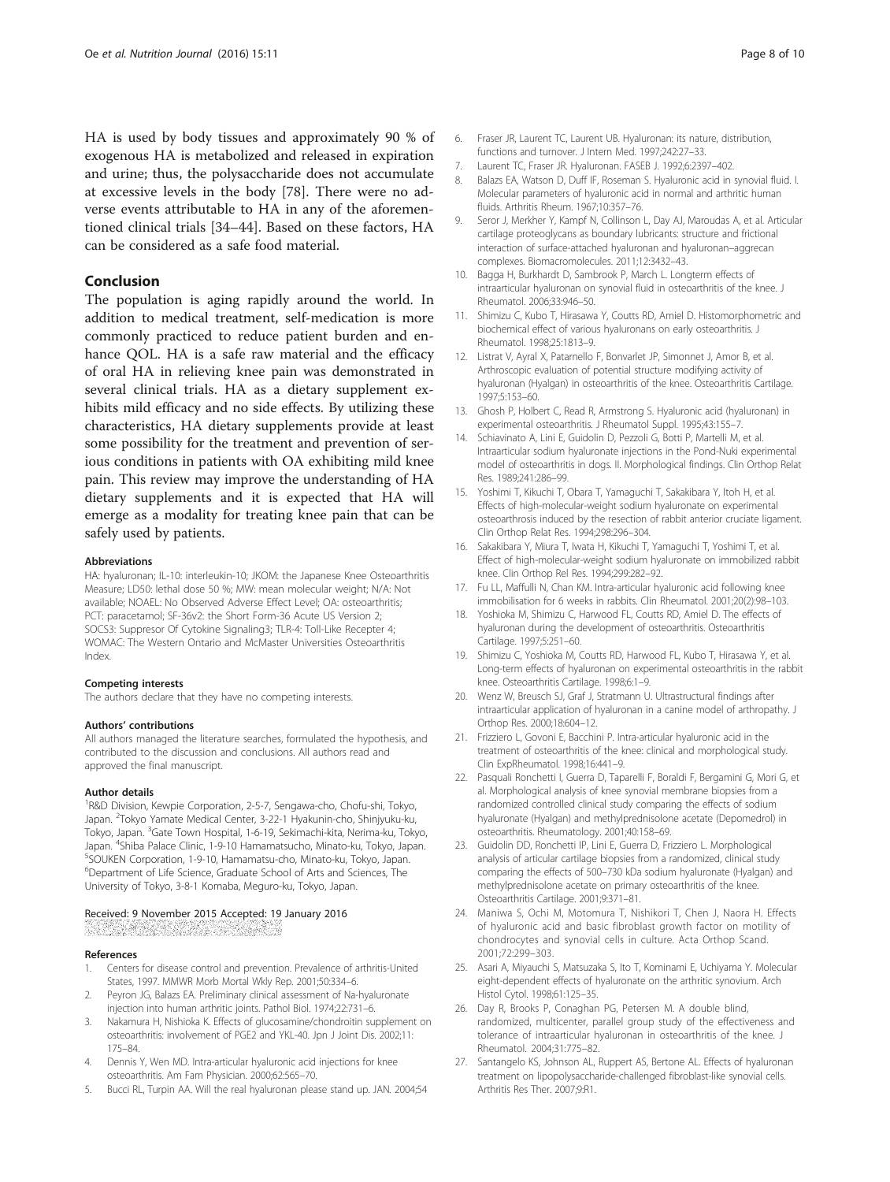HA is used by body tissues and approximately 90 % of exogenous HA is metabolized and released in expiration and urine; thus, the polysaccharide does not accumulate at excessive levels in the body [78]. There were no adverse events attributable to HA in any of the aforementioned clinical trials [34–44]. Based on these factors, HA can be considered as a safe food material.

## Conclusion

The population is aging rapidly around the world. In addition to medical treatment, self-medication is more commonly practiced to reduce patient burden and enhance QOL. HA is a safe raw material and the efficacy of oral HA in relieving knee pain was demonstrated in several clinical trials. HA as a dietary supplement exhibits mild efficacy and no side effects. By utilizing these characteristics, HA dietary supplements provide at least some possibility for the treatment and prevention of serious conditions in patients with OA exhibiting mild knee pain. This review may improve the understanding of HA dietary supplements and it is expected that HA will emerge as a modality for treating knee pain that can be safely used by patients.

#### Abbreviations

HA: hyaluronan; IL-10: interleukin-10; JKOM: the Japanese Knee Osteoarthritis Measure; LD50: lethal dose 50 %; MW: mean molecular weight; N/A: Not available; NOAEL: No Observed Adverse Effect Level; OA: osteoarthritis; PCT: paracetamol; SF-36v2: the Short Form-36 Acute US Version 2; SOCS3: Suppresor Of Cytokine Signaling3; TLR-4: Toll-Like Recepter 4; WOMAC: The Western Ontario and McMaster Universities Osteoarthritis Index.

#### Competing interests

The authors declare that they have no competing interests.

#### Authors' contributions

All authors managed the literature searches, formulated the hypothesis, and contributed to the discussion and conclusions. All authors read and approved the final manuscript.

#### Author details

[1]R&D Division, Kewpie Corporation, 2-5-7, Sengawa-cho, Chofu-shi, Tokyo, Japan. [2]Tokyo Yamate Medical Center, 3-22-1 Hyakunin-cho, Shinjyuku-ku, Tokyo, Japan. [3]Gate Town Hospital, 1-6-19, Sekimachi-kita, Nerima-ku, Tokyo, Japan. [4]Shiba Palace Clinic, 1-9-10 Hamamatsucho, Minato-ku, Tokyo, Japan. [5]SOUKEN Corporation, 1-9-10, Hamamatsu-cho, Minato-ku, Tokyo, Japan. [6]Department of Life Science, Graduate School of Arts and Sciences, The University of Tokyo, 3-8-1 Komaba, Meguro-ku, Tokyo, Japan.

Received: 9 November 2015 Accepted: 19 January 2016

#### References

1. Centers for disease control and prevention. Prevalence of arthritis-United States, 1997. MMWR Morb Mortal Wkly Rep. 2001;50:334–6.
2. Peyron JG, Balazs EA. Preliminary clinical assessment of Na-hyaluronate injection into human arthritic joints. Pathol Biol. 1974;22:731–6.
3. Nakamura H, Nishioka K. Effects of glucosamine/chondroitin supplement on osteoarthritis: involvement of PGE2 and YKL-40. Jpn J Joint Dis. 2002;11:175–84.
4. Dennis Y, Wen MD. Intra-articular hyaluronic acid injections for knee osteoarthritis. Am Fam Physician. 2000;62:565–70.
5. Bucci RL, Turpin AA. Will the real hyaluronan please stand up. JAN. 2004;54
6. Fraser JR, Laurent TC, Laurent UB. Hyaluronan: its nature, distribution, functions and turnover. J Intern Med. 1997;242:27–33.
7. Laurent TC, Fraser JR. Hyaluronan. FASEB J. 1992;6:2397–402.
8. Balazs EA, Watson D, Duff IF, Roseman S. Hyaluronic acid in synovial fluid. I. Molecular parameters of hyaluronic acid in normal and arthritic human fluids. Arthritis Rheum. 1967;10:357–76.
9. Seror J, Merkher Y, Kampf N, Collinson L, Day AJ, Maroudas A, et al. Articular cartilage proteoglycans as boundary lubricants: structure and frictional interaction of surface-attached hyaluronan and hyaluronan–aggrecan complexes. Biomacromolecules. 2011;12:3432–43.
10. Bagga H, Burkhardt D, Sambrook P, March L. Longterm effects of intraarticular hyaluronan on synovial fluid in osteoarthritis of the knee. J Rheumatol. 2006;33:946–50.
11. Shimizu C, Kubo T, Hirasawa Y, Coutts RD, Amiel D. Histomorphometric and biochemical effect of various hyaluronans on early osteoarthritis. J Rheumatol. 1998;25:1813–9.
12. Listrat V, Ayral X, Patarnello F, Bonvarlet JP, Simonnet J, Amor B, et al. Arthroscopic evaluation of potential structure modifying activity of hyaluronan (Hyalgan) in osteoarthritis of the knee. Osteoarthritis Cartilage. 1997;5:153–60.
13. Ghosh P, Holbert C, Read R, Armstrong S. Hyaluronic acid (hyaluronan) in experimental osteoarthritis. J Rheumatol Suppl. 1995;43:155–7.
14. Schiavinato A, Lini E, Guidolin D, Pezzoli G, Botti P, Martelli M, et al. Intraarticular sodium hyaluronate injections in the Pond-Nuki experimental model of osteoarthritis in dogs. II. Morphological findings. Clin Orthop Relat Res. 1989;241:286–99.
15. Yoshimi T, Kikuchi T, Obara T, Yamaguchi T, Sakakibara Y, Itoh H, et al. Effects of high-molecular-weight sodium hyaluronate on experimental osteoarthrosis induced by the resection of rabbit anterior cruciate ligament. Clin Orthop Relat Res. 1994;298:296–304.
16. Sakakibara Y, Miura T, Iwata H, Kikuchi T, Yamaguchi T, Yoshimi T, et al. Effect of high-molecular-weight sodium hyaluronate on immobilized rabbit knee. Clin Orthop Rel Res. 1994;299:282–92.
17. Fu LL, Maffulli N, Chan KM. Intra-articular hyaluronic acid following knee immobilisation for 6 weeks in rabbits. Clin Rheumatol. 2001;20(2):98–103.
18. Yoshioka M, Shimizu C, Harwood FL, Coutts RD, Amiel D. The effects of hyaluronan during the development of osteoarthritis. Osteoarthritis Cartilage. 1997;5:251–60.
19. Shimizu C, Yoshioka M, Coutts RD, Harwood FL, Kubo T, Hirasawa Y, et al. Long-term effects of hyaluronan on experimental osteoarthritis in the rabbit knee. Osteoarthritis Cartilage. 1998;6:1–9.
20. Wenz W, Breusch SJ, Graf J, Stratmann U. Ultrastructural findings after intraarticular application of hyaluronan in a canine model of arthropathy. J Orthop Res. 2000;18:604–12.
21. Frizziero L, Govoni E, Bacchini P. Intra-articular hyaluronic acid in the treatment of osteoarthritis of the knee: clinical and morphological study. Clin ExpRheumatol. 1998;16:441–9.
22. Pasquali Ronchetti I, Guerra D, Taparelli F, Boraldi F, Bergamini G, Mori G, et al. Morphological analysis of knee synovial membrane biopsies from a randomized controlled clinical study comparing the effects of sodium hyaluronate (Hyalgan) and methylprednisolone acetate (Depomedrol) in osteoarthritis. Rheumatology. 2001;40:158–69.
23. Guidolin DD, Ronchetti IP, Lini E, Guerra D, Frizziero L. Morphological analysis of articular cartilage biopsies from a randomized, clinical study comparing the effects of 500–730 kDa sodium hyaluronate (Hyalgan) and methylprednisolone acetate on primary osteoarthritis of the knee. Osteoarthritis Cartilage. 2001;9:371–81.
24. Maniwa S, Ochi M, Motomura T, Nishikori T, Chen J, Naora H. Effects of hyaluronic acid and basic fibroblast growth factor on motility of chondrocytes and synovial cells in culture. Acta Orthop Scand. 2001;72:299–303.
25. Asari A, Miyauchi S, Matsuzaka S, Ito T, Kominami E, Uchiyama Y. Molecular eight-dependent effects of hyaluronate on the arthritic synovium. Arch Histol Cytol. 1998;61:125–35.
26. Day R, Brooks P, Conaghan PG, Petersen M. A double blind, randomized, multicenter, parallel group study of the effectiveness and tolerance of intraarticular hyaluronan in osteoarthritis of the knee. J Rheumatol. 2004;31:775–82.
27. Santangelo KS, Johnson AL, Ruppert AS, Bertone AL. Effects of hyaluronan treatment on lipopolysaccharide-challenged fibroblast-like synovial cells. Arthritis Res Ther. 2007;9:R1.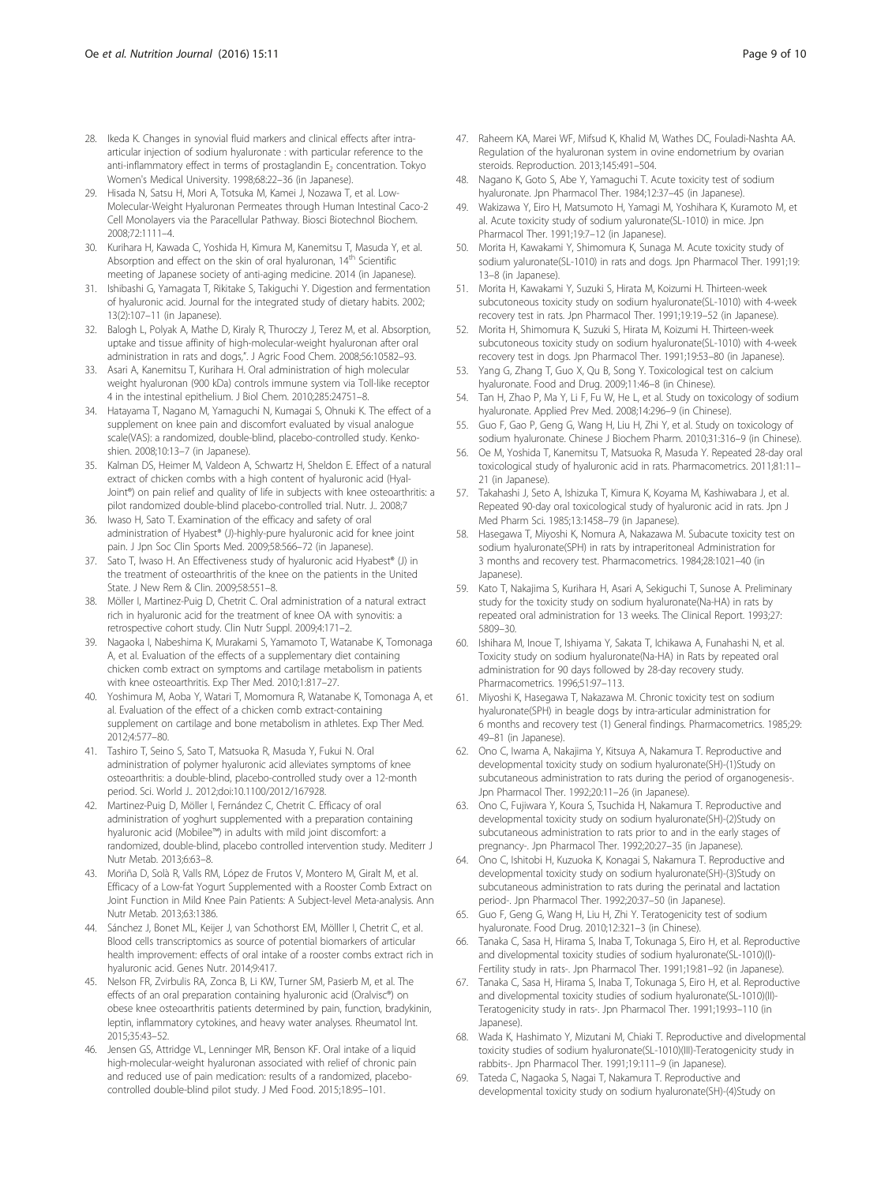28. Ikeda K. Changes in synovial fluid markers and clinical effects after intra-articular injection of sodium hyaluronate : with particular reference to the anti-inflammatory effect in terms of prostaglandin $E_2$ concentration. Tokyo Women's Medical University. 1998;68:22–36 (in Japanese).
29. Hisada N, Satsu H, Mori A, Totsuka M, Kamei J, Nozawa T, et al. Low-Molecular-Weight Hyaluronan Permeates through Human Intestinal Caco-2 Cell Monolayers via the Paracellular Pathway. Biosci Biotechnol Biochem. 2008;72:1111–4.
30. Kurihara H, Kawada C, Yoshida H, Kimura M, Kanemitsu T, Masuda Y, et al. Absorption and effect on the skin of oral hyaluronan, 14th Scientific meeting of Japanese society of anti-aging medicine. 2014 (in Japanese).
31. Ishibashi G, Yamagata T, Rikitake S, Takiguchi Y. Digestion and fermentation of hyaluronic acid. Journal for the integrated study of dietary habits. 2002; 13(2):107–11 (in Japanese).
32. Balogh L, Polyak A, Mathe D, Kiraly R, Thuroczy J, Terez M, et al. Absorption, uptake and tissue affinity of high-molecular-weight hyaluronan after oral administration in rats and dogs,". J Agric Food Chem. 2008;56:10582–93.
33. Asari A, Kanemitsu T, Kurihara H. Oral administration of high molecular weight hyaluronan (900 kDa) controls immune system via Toll-like receptor 4 in the intestinal epithelium. J Biol Chem. 2010;285:24751–8.
34. Hatayama T, Nagano M, Yamaguchi N, Kumagai S, Ohnuki K. The effect of a supplement on knee pain and discomfort evaluated by visual analogue scale(VAS): a randomized, double-blind, placebo-controlled study. Kenko-shien. 2008;10:13–7 (in Japanese).
35. Kalman DS, Heimer M, Valdeon A, Schwartz H, Sheldon E. Effect of a natural extract of chicken combs with a high content of hyaluronic acid (Hyal-Joint®) on pain relief and quality of life in subjects with knee osteoarthritis: a pilot randomized double-blind placebo-controlled trial. Nutr. J.. 2008;7
36. Iwaso H, Sato T. Examination of the efficacy and safety of oral administration of Hyabest® (J)-highly-pure hyaluronic acid for knee joint pain. J Jpn Soc Clin Sports Med. 2009;58:566–72 (in Japanese).
37. Sato T, Iwaso H. An Effectiveness study of hyaluronic acid Hyabest® (J) in the treatment of osteoarthritis of the knee on the patients in the United State. J New Rem & Clin. 2009;58:551–8.
38. Möller I, Martinez-Puig D, Chetrit C. Oral administration of a natural extract rich in hyaluronic acid for the treatment of knee OA with synovitis: a retrospective cohort study. Clin Nutr Suppl. 2009;4:171–2.
39. Nagaoka I, Nabeshima K, Murakami S, Yamamoto T, Watanabe K, Tomonaga A, et al. Evaluation of the effects of a supplementary diet containing chicken comb extract on symptoms and cartilage metabolism in patients with knee osteoarthritis. Exp Ther Med. 2010;1:817–27.
40. Yoshimura M, Aoba Y, Watari T, Momomura R, Watanabe K, Tomonaga A, et al. Evaluation of the effect of a chicken comb extract-containing supplement on cartilage and bone metabolism in athletes. Exp Ther Med. 2012;4:577–80.
41. Tashiro T, Seino S, Sato T, Matsuoka R, Masuda Y, Fukui N. Oral administration of polymer hyaluronic acid alleviates symptoms of knee osteoarthritis: a double-blind, placebo-controlled study over a 12-month period. Sci. World J.. 2012;doi:10.1100/2012/167928.
42. Martinez-Puig D, Möller I, Fernández C, Chetrit C. Efficacy of oral administration of yoghurt supplemented with a preparation containing hyaluronic acid (Mobilee™) in adults with mild joint discomfort: a randomized, double-blind, placebo controlled intervention study. Mediterr J Nutr Metab. 2013;6:63–8.
43. Moriña D, Solà R, Valls RM, López de Frutos V, Montero M, Giralt M, et al. Efficacy of a Low-fat Yogurt Supplemented with a Rooster Comb Extract on Joint Function in Mild Knee Pain Patients: A Subject-level Meta-analysis. Ann Nutr Metab. 2013;63:1386.
44. Sánchez J, Bonet ML, Keijer J, van Schothorst EM, Mölller I, Chetrit C, et al. Blood cells transcriptomics as source of potential biomarkers of articular health improvement: effects of oral intake of a rooster combs extract rich in hyaluronic acid. Genes Nutr. 2014;9:417.
45. Nelson FR, Zvirbulis RA, Zonca B, Li KW, Turner SM, Pasierb M, et al. The effects of an oral preparation containing hyaluronic acid (Oralvisc®) on obese knee osteoarthritis patients determined by pain, function, bradykinin, leptin, inflammatory cytokines, and heavy water analyses. Rheumatol Int. 2015;35:43–52.
46. Jensen GS, Attridge VL, Lenninger MR, Benson KF. Oral intake of a liquid high-molecular-weight hyaluronan associated with relief of chronic pain and reduced use of pain medication: results of a randomized, placebo-controlled double-blind pilot study. J Med Food. 2015;18:95–101.
47. Raheem KA, Marei WF, Mifsud K, Khalid M, Wathes DC, Fouladi-Nashta AA. Regulation of the hyaluronan system in ovine endometrium by ovarian steroids. Reproduction. 2013;145:491–504.
48. Nagano K, Goto S, Abe Y, Yamaguchi T. Acute toxicity test of sodium hyaluronate. Jpn Pharmacol Ther. 1984;12:37–45 (in Japanese).
49. Wakizawa Y, Eiro H, Matsumoto H, Yamagi M, Yoshihara K, Kuramoto M, et al. Acute toxicity study of sodium yaluronate(SL-1010) in mice. Jpn Pharmacol Ther. 1991;19:7–12 (in Japanese).
50. Morita H, Kawakami Y, Shimomura K, Sunaga M. Acute toxicity study of sodium yaluronate(SL-1010) in rats and dogs. Jpn Pharmacol Ther. 1991;19: 13–8 (in Japanese).
51. Morita H, Kawakami Y, Suzuki S, Hirata M, Koizumi H. Thirteen-week subcutoneous toxicity study on sodium hyaluronate(SL-1010) with 4-week recovery test in rats. Jpn Pharmacol Ther. 1991;19:19–52 (in Japanese).
52. Morita H, Shimomura K, Suzuki S, Hirata M, Koizumi H. Thirteen-week subcutoneous toxicity study on sodium hyaluronate(SL-1010) with 4-week recovery test in dogs. Jpn Pharmacol Ther. 1991;19:53–80 (in Japanese).
53. Yang G, Zhang T, Guo X, Qu B, Song Y. Toxicological test on calcium hyaluronate. Food and Drug. 2009;11:46–8 (in Chinese).
54. Tan H, Zhao P, Ma Y, Li F, Fu W, He L, et al. Study on toxicology of sodium hyaluronate. Applied Prev Med. 2008;14:296–9 (in Chinese).
55. Guo F, Gao P, Geng G, Wang H, Liu H, Zhi Y, et al. Study on toxicology of sodium hyaluronate. Chinese J Biochem Pharm. 2010;31:316–9 (in Chinese).
56. Oe M, Yoshida T, Kanemitsu T, Matsuoka R, Masuda Y. Repeated 28-day oral toxicological study of hyaluronic acid in rats. Pharmacometrics. 2011;81:11–21 (in Japanese).
57. Takahashi J, Seto A, Ishizuka T, Kimura K, Koyama M, Kashiwabara J, et al. Repeated 90-day oral toxicological study of hyaluronic acid in rats. Jpn J Med Pharm Sci. 1985;13:1458–79 (in Japanese).
58. Hasegawa T, Miyoshi K, Nomura A, Nakazawa M. Subacute toxicity test on sodium hyaluronate(SPH) in rats by intraperitoneal Administration for 3 months and recovery test. Pharmacometrics. 1984;28:1021–40 (in Japanese).
59. Kato T, Nakajima S, Kurihara H, Asari A, Sekiguchi T, Sunose A. Preliminary study for the toxicity study on sodium hyaluronate(Na-HA) in rats by repeated oral administration for 13 weeks. The Clinical Report. 1993;27: 5809–30.
60. Ishihara M, Inoue T, Ishiyama Y, Sakata T, Ichikawa A, Funahashi N, et al. Toxicity study on sodium hyaluronate(Na-HA) in Rats by repeated oral administration for 90 days followed by 28-day recovery study. Pharmacometrics. 1996;51:97–113.
61. Miyoshi K, Hasegawa T, Nakazawa M. Chronic toxicity test on sodium hyaluronate(SPH) in beagle dogs by intra-articular administration for 6 months and recovery test (1) General findings. Pharmacometrics. 1985;29: 49–81 (in Japanese).
62. Ono C, Iwama A, Nakajima Y, Kitsuya A, Nakamura T. Reproductive and developmental toxicity study on sodium hyaluronate(SH)-(1)Study on subcutaneous administration to rats during the period of organogenesis-. Jpn Pharmacol Ther. 1992;20:11–26 (in Japanese).
63. Ono C, Fujiwara Y, Koura S, Tsuchida H, Nakamura T. Reproductive and developmental toxicity study on sodium hyaluronate(SH)-(2)Study on subcutaneous administration to rats prior to and in the early stages of pregnancy-. Jpn Pharmacol Ther. 1992;20:27–35 (in Japanese).
64. Ono C, Ishitobi H, Kuzuoka K, Konagai S, Nakamura T. Reproductive and developmental toxicity study on sodium hyaluronate(SH)-(3)Study on subcutaneous administration to rats during the perinatal and lactation period-. Jpn Pharmacol Ther. 1992;20:37–50 (in Japanese).
65. Guo F, Geng G, Wang H, Liu H, Zhi Y. Teratogenicity test of sodium hyaluronate. Food Drug. 2010;12:321–3 (in Chinese).
66. Tanaka C, Sasa H, Hirama S, Inaba T, Tokunaga S, Eiro H, et al. Reproductive and divelopmental toxicity studies of sodium hyaluronate(SL-1010)(I)-Fertility study in rats-. Jpn Pharmacol Ther. 1991;19:81–92 (in Japanese).
67. Tanaka C, Sasa H, Hirama S, Inaba T, Tokunaga S, Eiro H, et al. Reproductive and divelopmental toxicity studies of sodium hyaluronate(SL-1010)(II)-Teratogenicity study in rats-. Jpn Pharmacol Ther. 1991;19:93–110 (in Japanese).
68. Wada K, Hashimoto Y, Mizutani M, Chiaki T. Reproductive and divelopmental toxicity studies of sodium hyaluronate(SL-1010)(III)-Teratogenicity study in rabbits-. Jpn Pharmacol Ther. 1991;19:111–9 (in Japanese).
69. Tateda C, Nagaoka S, Nagai T, Nakamura T. Reproductive and developmental toxicity study on sodium hyaluronate(SH)-(4)Study on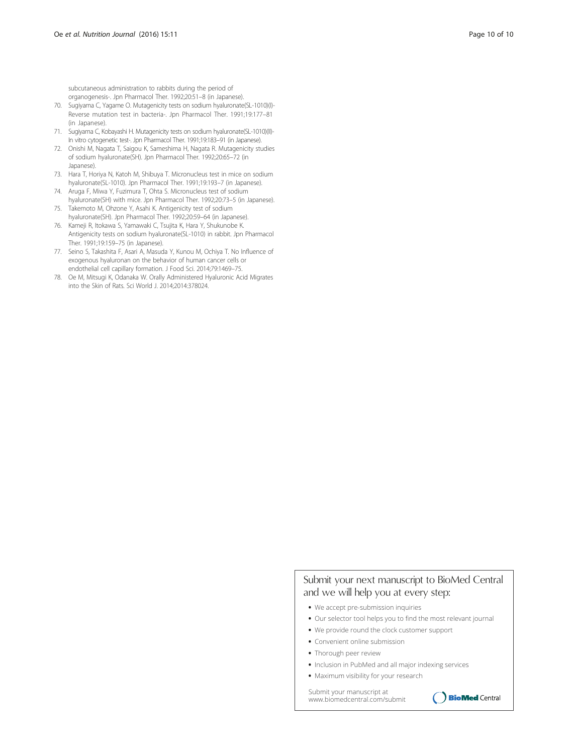subcutaneous administration to rabbits during the period of organogenesis-. Jpn Pharmacol Ther. 1992;20:51–8 (in Japanese).

70. Sugiyama C, Yagame O. Mutagenicity tests on sodium hyaluronate(SL-1010)(I)-Reverse mutation test in bacteria-. Jpn Pharmacol Ther. 1991;19:177–81 (in Japanese).
71. Sugiyama C, Kobayashi H. Mutagenicity tests on sodium hyaluronate(SL-1010)(II)-In vitro cytogenetic test-. Jpn Pharmacol Ther. 1991;19:183–91 (in Japanese).
72. Onishi M, Nagata T, Saigou K, Sameshima H, Nagata R. Mutagenicity studies of sodium hyaluronate(SH). Jpn Pharmacol Ther. 1992;20:65–72 (in Japanese).
73. Hara T, Horiya N, Katoh M, Shibuya T. Micronucleus test in mice on sodium hyaluronate(SL-1010). Jpn Pharmacol Ther. 1991;19:193–7 (in Japanese).
74. Aruga F, Miwa Y, Fuzimura T, Ohta S. Micronucleus test of sodium hyaluronate(SH) with mice. Jpn Pharmacol Ther. 1992;20:73–5 (in Japanese).
75. Takemoto M, Ohzone Y, Asahi K. Antigenicity test of sodium hyaluronate(SH). Jpn Pharmacol Ther. 1992;20:59–64 (in Japanese).
76. Kameji R, Itokawa S, Yamawaki C, Tsujita K, Hara Y, Shukunobe K. Antigenicity tests on sodium hyaluronate(SL-1010) in rabbit. Jpn Pharmacol Ther. 1991;19:159–75 (in Japanese).
77. Seino S, Takashita F, Asari A, Masuda Y, Kunou M, Ochiya T. No Influence of exogenous hyaluronan on the behavior of human cancer cells or endothelial cell capillary formation. J Food Sci. 2014;79:1469–75.
78. Oe M, Mitsugi K, Odanaka W. Orally Administered Hyaluronic Acid Migrates into the Skin of Rats. Sci World J. 2014;2014:378024.

Submit your next manuscript to BioMed Central and we will help you at every step:

- We accept pre-submission inquiries
- Our selector tool helps you to find the most relevant journal
- We provide round the clock customer support
- Convenient online submission
- Thorough peer review
- Inclusion in PubMed and all major indexing services
- Maximum visibility for your research

Submit your manuscript at www.biomedcentral.com/submit

BioMed Central